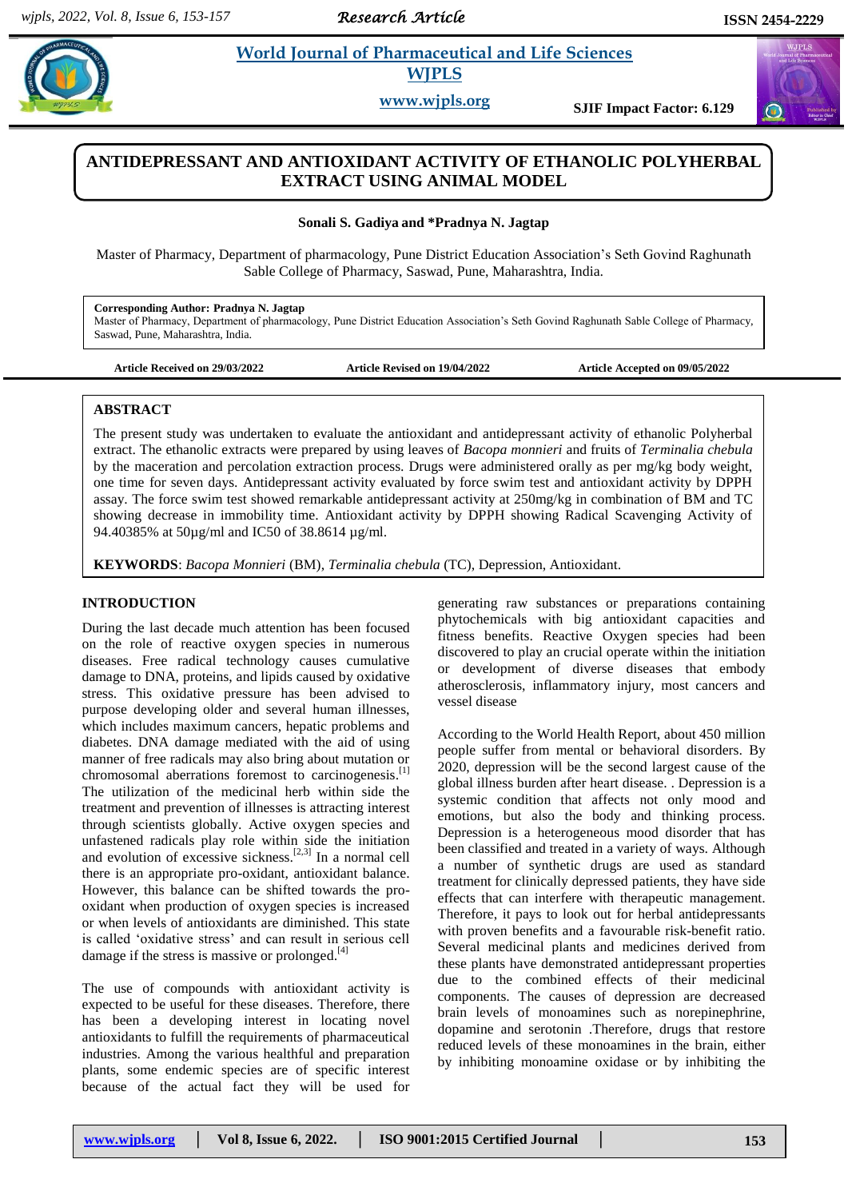# ANTIDEPRESSANT AND ANTIOXIDANT ACTIVITY OF ETHANOLIC POLYHERBAL EXTRACT USING ANIMAL MODEL

**Sonali S. Gadiya and \*Pradnya N. Jagtap**

Master of Pharmacy, Department of pharmacology, Pune District Education Association's Seth Govind Raghunath Sable College of Pharmacy, Saswad, Pune, Maharashtra, India.

**Corresponding Author: Pradnya N. Jagtap**
Master of Pharmacy, Department of pharmacology, Pune District Education Association's Seth Govind Raghunath Sable College of Pharmacy, Saswad, Pune, Maharashtra, India.

**Article Received on 29/03/2022** **Article Revised on 19/04/2022** **Article Accepted on 09/05/2022**

## ABSTRACT

The present study was undertaken to evaluate the antioxidant and antidepressant activity of ethanolic Polyherbal extract. The ethanolic extracts were prepared by using leaves of *Bacopa monnieri* and fruits of *Terminalia chebula* by the maceration and percolation extraction process. Drugs were administered orally as per mg/kg body weight, one time for seven days. Antidepressant activity evaluated by force swim test and antioxidant activity by DPPH assay. The force swim test showed remarkable antidepressant activity at 250mg/kg in combination of BM and TC showing decrease in immobility time. Antioxidant activity by DPPH showing Radical Scavenging Activity of 94.40385% at 50µg/ml and IC50 of 38.8614 µg/ml.

**KEYWORDS**: *Bacopa Monnieri* (BM), *Terminalia chebula* (TC), Depression, Antioxidant.

## INTRODUCTION

During the last decade much attention has been focused on the role of reactive oxygen species in numerous diseases. Free radical technology causes cumulative damage to DNA, proteins, and lipids caused by oxidative stress. This oxidative pressure has been advised to purpose developing older and several human illnesses, which includes maximum cancers, hepatic problems and diabetes. DNA damage mediated with the aid of using manner of free radicals may also bring about mutation or chromosomal aberrations foremost to carcinogenesis.[1] The utilization of the medicinal herb within side the treatment and prevention of illnesses is attracting interest through scientists globally. Active oxygen species and unfastened radicals play role within side the initiation and evolution of excessive sickness.[2,3] In a normal cell there is an appropriate pro-oxidant, antioxidant balance. However, this balance can be shifted towards the pro-oxidant when production of oxygen species is increased or when levels of antioxidants are diminished. This state is called 'oxidative stress' and can result in serious cell damage if the stress is massive or prolonged.[4]

The use of compounds with antioxidant activity is expected to be useful for these diseases. Therefore, there has been a developing interest in locating novel antioxidants to fulfill the requirements of pharmaceutical industries. Among the various healthful and preparation plants, some endemic species are of specific interest because of the actual fact they will be used for generating raw substances or preparations containing phytochemicals with big antioxidant capacities and fitness benefits. Reactive Oxygen species had been discovered to play an crucial operate within the initiation or development of diverse diseases that embody atherosclerosis, inflammatory injury, most cancers and vessel disease

According to the World Health Report, about 450 million people suffer from mental or behavioral disorders. By 2020, depression will be the second largest cause of the global illness burden after heart disease. . Depression is a systemic condition that affects not only mood and emotions, but also the body and thinking process. Depression is a heterogeneous mood disorder that has been classified and treated in a variety of ways. Although a number of synthetic drugs are used as standard treatment for clinically depressed patients, they have side effects that can interfere with therapeutic management. Therefore, it pays to look out for herbal antidepressants with proven benefits and a favourable risk-benefit ratio. Several medicinal plants and medicines derived from these plants have demonstrated antidepressant properties due to the combined effects of their medicinal components. The causes of depression are decreased brain levels of monoamines such as norepinephrine, dopamine and serotonin .Therefore, drugs that restore reduced levels of these monoamines in the brain, either by inhibiting monoamine oxidase or by inhibiting the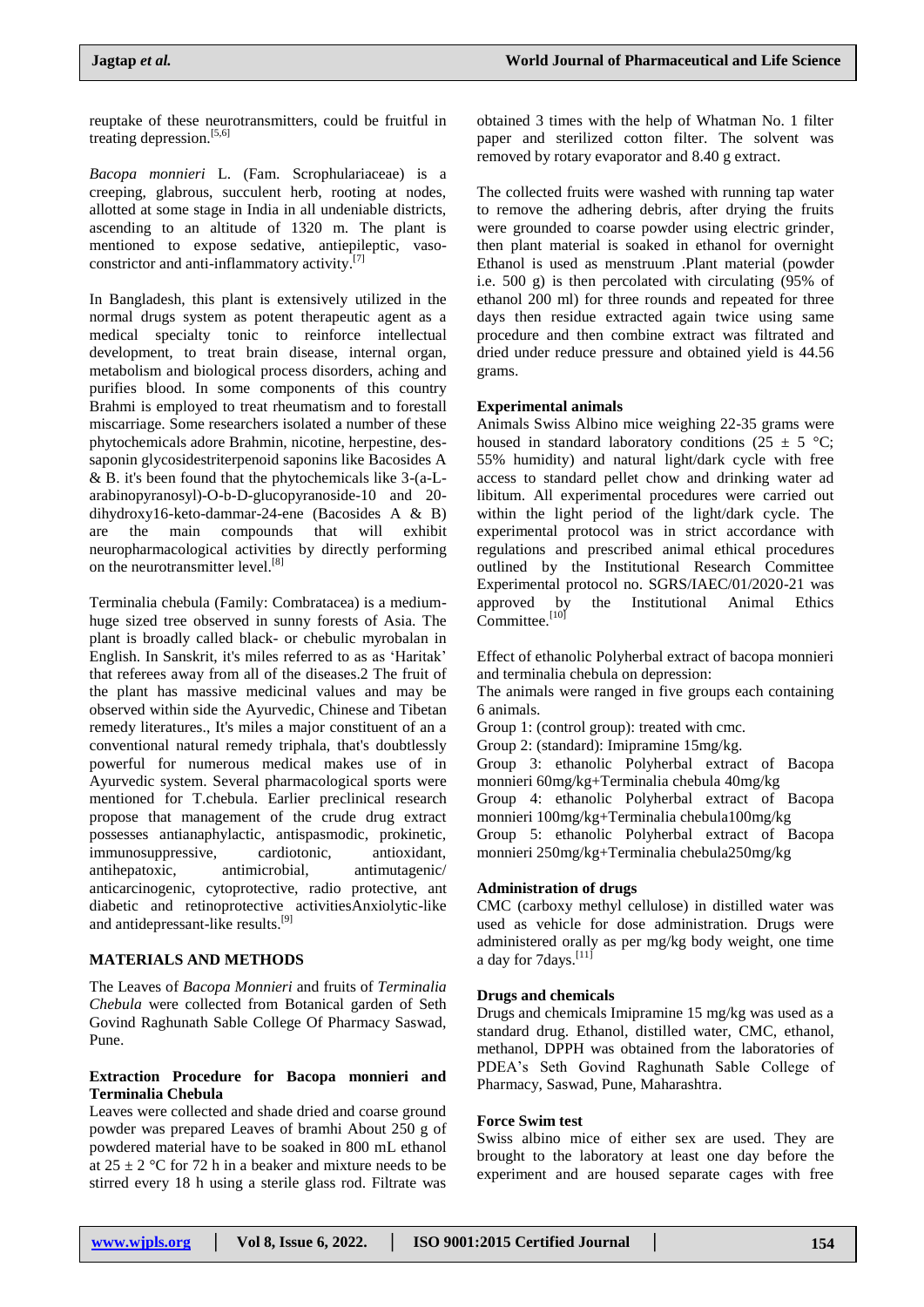reuptake of these neurotransmitters, could be fruitful in treating depression.[5,6]

*Bacopa monnieri* L. (Fam. Scrophulariaceae) is a creeping, glabrous, succulent herb, rooting at nodes, allotted at some stage in India in all undeniable districts, ascending to an altitude of 1320 m. The plant is mentioned to expose sedative, antiepileptic, vaso-constrictor and anti-inflammatory activity.[7]

In Bangladesh, this plant is extensively utilized in the normal drugs system as potent therapeutic agent as a medical specialty tonic to reinforce intellectual development, to treat brain disease, internal organ, metabolism and biological process disorders, aching and purifies blood. In some components of this country Brahmi is employed to treat rheumatism and to forestall miscarriage. Some researchers isolated a number of these phytochemicals adore Brahmin, nicotine, herpestine, des-saponin glycosidestriterpenoid saponins like Bacosides A & B. it's been found that the phytochemicals like 3-(a-L-arabinopyranosyl)-O-b-D-glucopyranoside-10 and 20-dihydroxy16-keto-dammar-24-ene (Bacosides A & B) are the main compounds that will exhibit neuropharmacological activities by directly performing on the neurotransmitter level.[8]

Terminalia chebula (Family: Combratacea) is a medium-huge sized tree observed in sunny forests of Asia. The plant is broadly called black- or chebulic myrobalan in English. In Sanskrit, it's miles referred to as as 'Haritak' that referees away from all of the diseases.2 The fruit of the plant has massive medicinal values and may be observed within side the Ayurvedic, Chinese and Tibetan remedy literatures., It's miles a major constituent of an a conventional natural remedy triphala, that's doubtlessly powerful for numerous medical makes use of in Ayurvedic system. Several pharmacological sports were mentioned for T.chebula. Earlier preclinical research propose that management of the crude drug extract possesses antianaphylactic, antispasmodic, prokinetic, immunosuppressive, cardiotonic, antioxidant, antihepatoxic, antimicrobial, antimutagenic/ anticarcinogenic, cytoprotective, radio protective, ant diabetic and retinoprotective activitiesAnxiolytic-like and antidepressant-like results.[9]

## MATERIALS AND METHODS

The Leaves of *Bacopa Monnieri* and fruits of *Terminalia Chebula* were collected from Botanical garden of Seth Govind Raghunath Sable College Of Pharmacy Saswad, Pune.

### Extraction Procedure for Bacopa monnieri and Terminalia Chebula

Leaves were collected and shade dried and coarse ground powder was prepared Leaves of bramhi About 250 g of powdered material have to be soaked in 800 mL ethanol at 25 ± 2 °C for 72 h in a beaker and mixture needs to be stirred every 18 h using a sterile glass rod. Filtrate was obtained 3 times with the help of Whatman No. 1 filter paper and sterilized cotton filter. The solvent was removed by rotary evaporator and 8.40 g extract.

The collected fruits were washed with running tap water to remove the adhering debris, after drying the fruits were grounded to coarse powder using electric grinder, then plant material is soaked in ethanol for overnight Ethanol is used as menstruum .Plant material (powder i.e. 500 g) is then percolated with circulating (95% of ethanol 200 ml) for three rounds and repeated for three days then residue extracted again twice using same procedure and then combine extract was filtrated and dried under reduce pressure and obtained yield is 44.56 grams.

### Experimental animals

Animals Swiss Albino mice weighing 22-35 grams were housed in standard laboratory conditions (25 ± 5 °C; 55% humidity) and natural light/dark cycle with free access to standard pellet chow and drinking water ad libitum. All experimental procedures were carried out within the light period of the light/dark cycle. The experimental protocol was in strict accordance with regulations and prescribed animal ethical procedures outlined by the Institutional Research Committee Experimental protocol no. SGRS/IAEC/01/2020-21 was approved by the Institutional Animal Ethics Committee.[10]

Effect of ethanolic Polyherbal extract of bacopa monnieri and terminalia chebula on depression:

The animals were ranged in five groups each containing 6 animals.

Group 1: (control group): treated with cmc.

Group 2: (standard): Imipramine 15mg/kg.

Group 3: ethanolic Polyherbal extract of Bacopa monnieri 60mg/kg+Terminalia chebula 40mg/kg

Group 4: ethanolic Polyherbal extract of Bacopa monnieri 100mg/kg+Terminalia chebula100mg/kg

Group 5: ethanolic Polyherbal extract of Bacopa monnieri 250mg/kg+Terminalia chebula250mg/kg

### Administration of drugs

CMC (carboxy methyl cellulose) in distilled water was used as vehicle for dose administration. Drugs were administered orally as per mg/kg body weight, one time a day for 7days.[11]

### Drugs and chemicals

Drugs and chemicals Imipramine 15 mg/kg was used as a standard drug. Ethanol, distilled water, CMC, ethanol, methanol, DPPH was obtained from the laboratories of PDEA's Seth Govind Raghunath Sable College of Pharmacy, Saswad, Pune, Maharashtra.

### Force Swim test

Swiss albino mice of either sex are used. They are brought to the laboratory at least one day before the experiment and are housed separate cages with free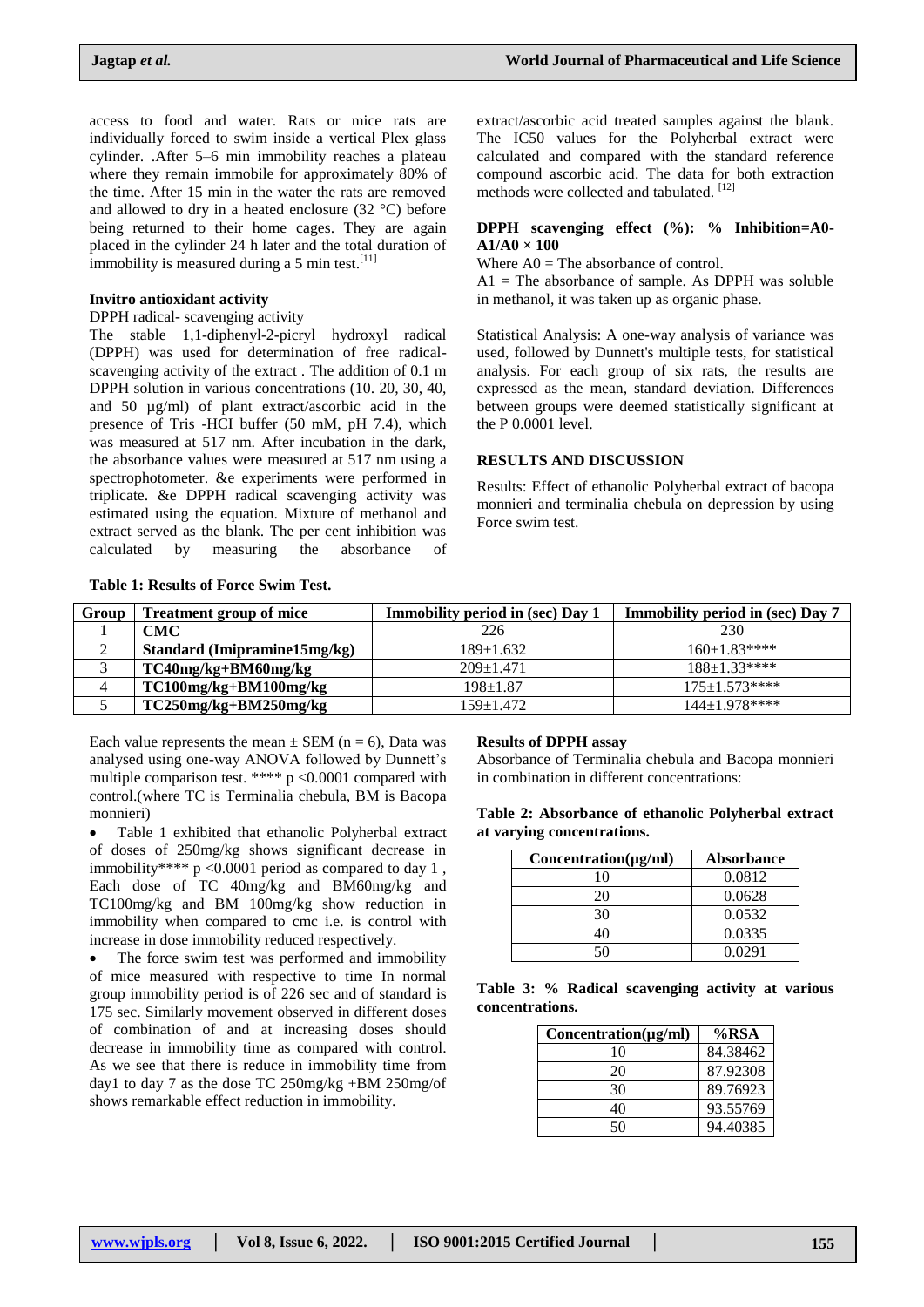access to food and water. Rats or mice rats are individually forced to swim inside a vertical Plex glass cylinder. .After 5–6 min immobility reaches a plateau where they remain immobile for approximately 80% of the time. After 15 min in the water the rats are removed and allowed to dry in a heated enclosure (32 °C) before being returned to their home cages. They are again placed in the cylinder 24 h later and the total duration of immobility is measured during a 5 min test.[11]

**Invitro antioxidant activity**

DPPH radical- scavenging activity

The stable 1,1-diphenyl-2-picryl hydroxyl radical (DPPH) was used for determination of free radical-scavenging activity of the extract . The addition of 0.1 m DPPH solution in various concentrations (10. 20, 30, 40, and 50 µg/ml) of plant extract/ascorbic acid in the presence of Tris -HCI buffer (50 mM, pH 7.4), which was measured at 517 nm. After incubation in the dark, the absorbance values were measured at 517 nm using a spectrophotometer. &e experiments were performed in triplicate. &e DPPH radical scavenging activity was estimated using the equation. Mixture of methanol and extract served as the blank. The per cent inhibition was calculated by measuring the absorbance of extract/ascorbic acid treated samples against the blank. The IC50 values for the Polyherbal extract were calculated and compared with the standard reference compound ascorbic acid. The data for both extraction methods were collected and tabulated. [12]

**DPPH scavenging effect (%): % Inhibition=A0-A1/A0 × 100**

Where A0 = The absorbance of control.

A1 = The absorbance of sample. As DPPH was soluble in methanol, it was taken up as organic phase.

Statistical Analysis: A one-way analysis of variance was used, followed by Dunnett's multiple tests, for statistical analysis. For each group of six rats, the results are expressed as the mean, standard deviation. Differences between groups were deemed statistically significant at the P 0.0001 level.

## RESULTS AND DISCUSSION

Results: Effect of ethanolic Polyherbal extract of bacopa monnieri and terminalia chebula on depression by using Force swim test.

**Table 1: Results of Force Swim Test.**

| Group | Treatment group of mice | Immobility period in (sec) Day 1 | Immobility period in (sec) Day 7 |
|---|---|---|---|
| 1 | **CMC** | 226 | 230 |
| 2 | **Standard (Imipramine15mg/kg)** | 189±1.632 | 160±1.83**** |
| 3 | **TC40mg/kg+BM60mg/kg** | 209±1.471 | 188±1.33**** |
| 4 | **TC100mg/kg+BM100mg/kg** | 198±1.87 | 175±1.573**** |
| 5 | **TC250mg/kg+BM250mg/kg** | 159±1.472 | 144±1.978**** |

Each value represents the mean ± SEM (n = 6), Data was analysed using one-way ANOVA followed by Dunnett's multiple comparison test. **** p <0.0001 compared with control.(where TC is Terminalia chebula, BM is Bacopa monnieri)

- Table 1 exhibited that ethanolic Polyherbal extract of doses of 250mg/kg shows significant decrease in immobility**** p <0.0001 period as compared to day 1 , Each dose of TC 40mg/kg and BM60mg/kg and TC100mg/kg and BM 100mg/kg show reduction in immobility when compared to cmc i.e. is control with increase in dose immobility reduced respectively.
- The force swim test was performed and immobility of mice measured with respective to time In normal group immobility period is of 226 sec and of standard is 175 sec. Similarly movement observed in different doses of combination of and at increasing doses should decrease in immobility time as compared with control. As we see that there is reduce in immobility time from day1 to day 7 as the dose TC 250mg/kg +BM 250mg/of shows remarkable effect reduction in immobility.

**Results of DPPH assay**

Absorbance of Terminalia chebula and Bacopa monnieri in combination in different concentrations:

**Table 2: Absorbance of ethanolic Polyherbal extract at varying concentrations.**

| Concentration(µg/ml) | Absorbance |
|---|---|
| 10 | 0.0812 |
| 20 | 0.0628 |
| 30 | 0.0532 |
| 40 | 0.0335 |
| 50 | 0.0291 |

**Table 3: % Radical scavenging activity at various concentrations.**

| Concentration(µg/ml) | %RSA |
|---|---|
| 10 | 84.38462 |
| 20 | 87.92308 |
| 30 | 89.76923 |
| 40 | 93.55769 |
| 50 | 94.40385 |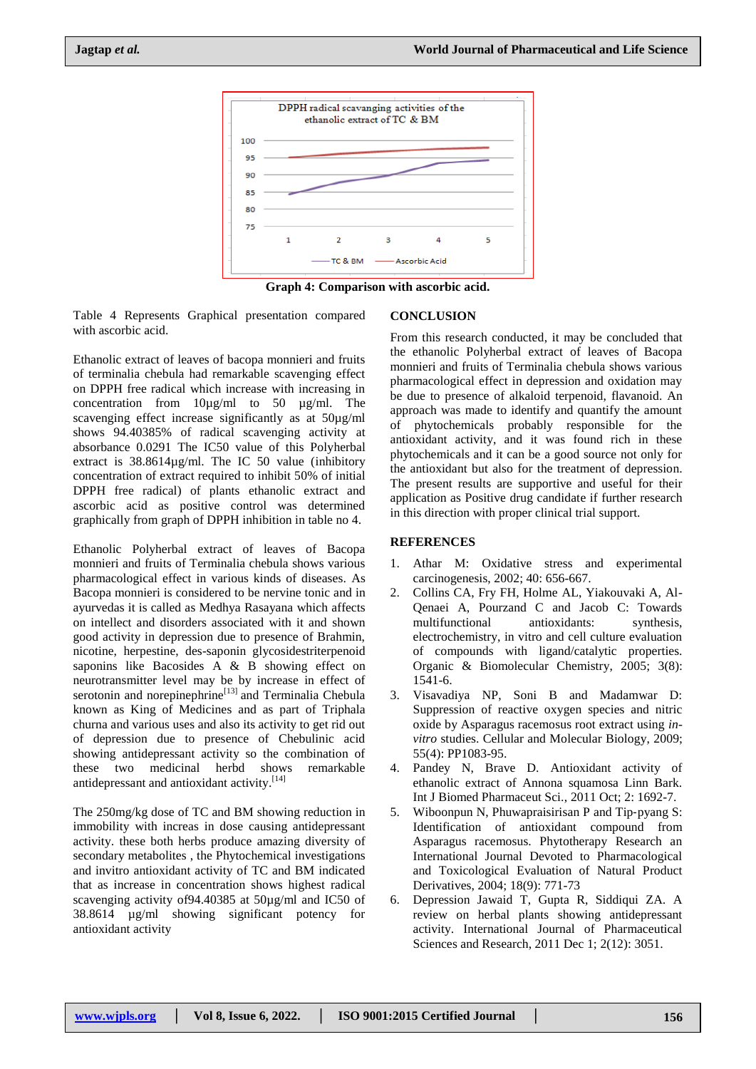Graph 4: Comparison with ascorbic acid.

Table 4 Represents Graphical presentation compared with ascorbic acid.

Ethanolic extract of leaves of bacopa monnieri and fruits of terminalia chebula had remarkable scavenging effect on DPPH free radical which increase with increasing in concentration from 10µg/ml to 50 µg/ml. The scavenging effect increase significantly as at 50µg/ml shows 94.40385% of radical scavenging activity at absorbance 0.0291 The IC50 value of this Polyherbal extract is 38.8614µg/ml. The IC 50 value (inhibitory concentration of extract required to inhibit 50% of initial DPPH free radical) of plants ethanolic extract and ascorbic acid as positive control was determined graphically from graph of DPPH inhibition in table no 4.

Ethanolic Polyherbal extract of leaves of Bacopa monnieri and fruits of Terminalia chebula shows various pharmacological effect in various kinds of diseases. As Bacopa monnieri is considered to be nervine tonic and in ayurvedas it is called as Medhya Rasayana which affects on intellect and disorders associated with it and shown good activity in depression due to presence of Brahmin, nicotine, herpestine, des-saponin glycosidestriterpenoid saponins like Bacosides A & B showing effect on neurotransmitter level may be by increase in effect of serotonin and norepinephrine[13] and Terminalia Chebula known as King of Medicines and as part of Triphala churna and various uses and also its activity to get rid out of depression due to presence of Chebulinic acid showing antidepressant activity so the combination of these two medicinal herbd shows remarkable antidepressant and antioxidant activity.[14]

The 250mg/kg dose of TC and BM showing reduction in immobility with increas in dose causing antidepressant activity. these both herbs produce amazing diversity of secondary metabolites , the Phytochemical investigations and invitro antioxidant activity of TC and BM indicated that as increase in concentration shows highest radical scavenging activity of94.40385 at 50µg/ml and IC50 of 38.8614 µg/ml showing significant potency for antioxidant activity

## CONCLUSION

From this research conducted, it may be concluded that the ethanolic Polyherbal extract of leaves of Bacopa monnieri and fruits of Terminalia chebula shows various pharmacological effect in depression and oxidation may be due to presence of alkaloid terpenoid, flavanoid. An approach was made to identify and quantify the amount of phytochemicals probably responsible for the antioxidant activity, and it was found rich in these phytochemicals and it can be a good source not only for the antioxidant but also for the treatment of depression. The present results are supportive and useful for their application as Positive drug candidate if further research in this direction with proper clinical trial support.

## REFERENCES

1. Athar M: Oxidative stress and experimental carcinogenesis, 2002; 40: 656-667.
2. Collins CA, Fry FH, Holme AL, Yiakouvaki A, Al-Qenaei A, Pourzand C and Jacob C: Towards multifunctional antioxidants: synthesis, electrochemistry, in vitro and cell culture evaluation of compounds with ligand/catalytic properties. Organic & Biomolecular Chemistry, 2005; 3(8): 1541-6.
3. Visavadiya NP, Soni B and Madamwar D: Suppression of reactive oxygen species and nitric oxide by Asparagus racemosus root extract using *in-vitro* studies. Cellular and Molecular Biology, 2009; 55(4): PP1083-95.
4. Pandey N, Brave D. Antioxidant activity of ethanolic extract of Annona squamosa Linn Bark. Int J Biomed Pharmaceut Sci., 2011 Oct; 2: 1692-7.
5. Wiboonpun N, Phuwapraisirisan P and Tip-pyang S: Identification of antioxidant compound from Asparagus racemosus. Phytotherapy Research an International Journal Devoted to Pharmacological and Toxicological Evaluation of Natural Product Derivatives, 2004; 18(9): 771-73
6. Depression Jawaid T, Gupta R, Siddiqui ZA. A review on herbal plants showing antidepressant activity. International Journal of Pharmaceutical Sciences and Research, 2011 Dec 1; 2(12): 3051.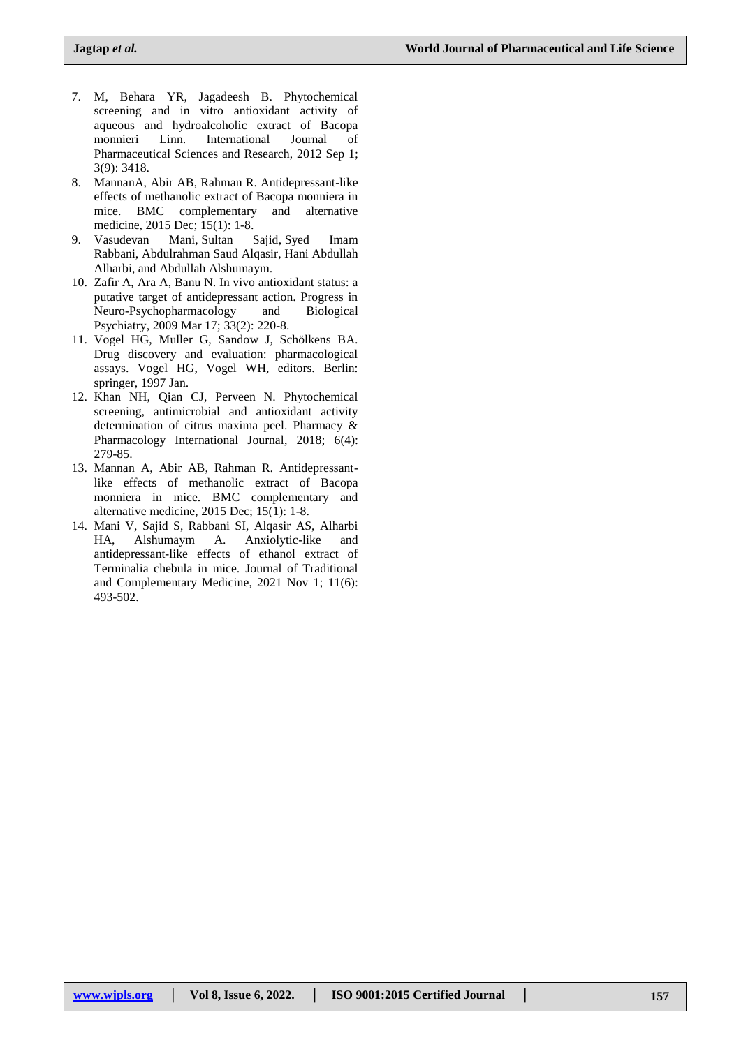7. M, Behara YR, Jagadeesh B. Phytochemical screening and in vitro antioxidant activity of aqueous and hydroalcoholic extract of Bacopa monnieri Linn. International Journal of Pharmaceutical Sciences and Research, 2012 Sep 1; 3(9): 3418.
8. MannanA, Abir AB, Rahman R. Antidepressant-like effects of methanolic extract of Bacopa monniera in mice. BMC complementary and alternative medicine, 2015 Dec; 15(1): 1-8.
9. Vasudevan Mani, Sultan Sajid, Syed Imam Rabbani, Abdulrahman Saud Alqasir, Hani Abdullah Alharbi, and Abdullah Alshumaym.
10. Zafir A, Ara A, Banu N. In vivo antioxidant status: a putative target of antidepressant action. Progress in Neuro-Psychopharmacology and Biological Psychiatry, 2009 Mar 17; 33(2): 220-8.
11. Vogel HG, Muller G, Sandow J, Schölkens BA. Drug discovery and evaluation: pharmacological assays. Vogel HG, Vogel WH, editors. Berlin: springer, 1997 Jan.
12. Khan NH, Qian CJ, Perveen N. Phytochemical screening, antimicrobial and antioxidant activity determination of citrus maxima peel. Pharmacy & Pharmacology International Journal, 2018; 6(4): 279-85.
13. Mannan A, Abir AB, Rahman R. Antidepressant-like effects of methanolic extract of Bacopa monniera in mice. BMC complementary and alternative medicine, 2015 Dec; 15(1): 1-8.
14. Mani V, Sajid S, Rabbani SI, Alqasir AS, Alharbi HA, Alshumaym A. Anxiolytic-like and antidepressant-like effects of ethanol extract of Terminalia chebula in mice. Journal of Traditional and Complementary Medicine, 2021 Nov 1; 11(6): 493-502.